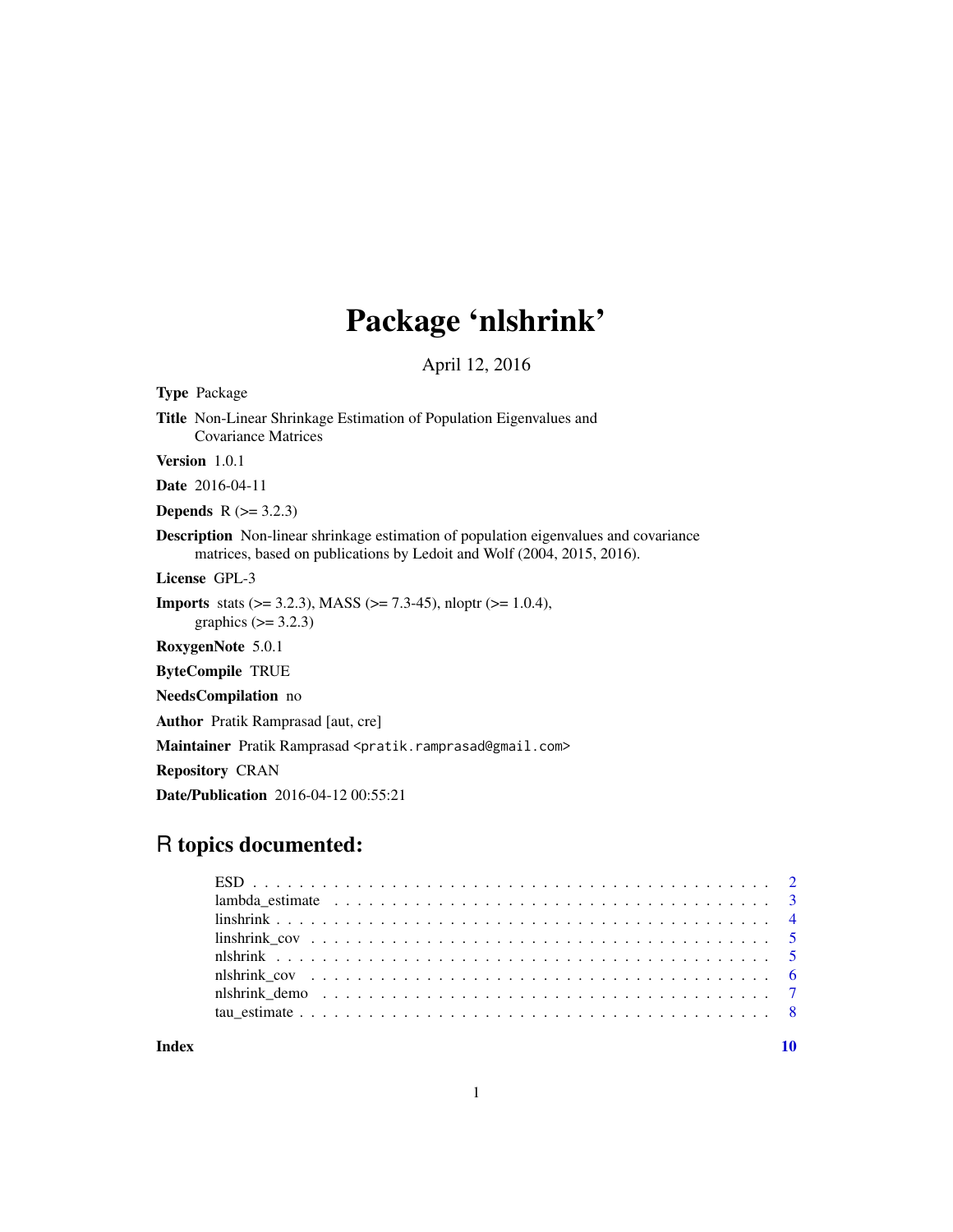# Package 'nlshrink'

April 12, 2016

**Type** Package

**Title** Non-Linear Shrinkage Estimation of Population Eigenvalues and Covariance Matrices

**Version** 1.0.1

**Date** 2016-04-11

**Depends** R (>= 3.2.3)

**Description** Non-linear shrinkage estimation of population eigenvalues and covariance matrices, based on publications by Ledoit and Wolf (2004, 2015, 2016).

**License** GPL-3

**Imports** stats (>= 3.2.3), MASS (>= 7.3-45), nloptr (>= 1.0.4), graphics (>= 3.2.3)

**RoxygenNote** 5.0.1

**ByteCompile** TRUE

**NeedsCompilation** no

**Author** Pratik Ramprasad [aut, cre]

**Maintainer** Pratik Ramprasad <pratik.ramprasad@gmail.com>

**Repository** CRAN

**Date/Publication** 2016-04-12 00:55:21

## R topics documented:

| | |
|---|---|
| ESD | 2 |
| lambda_estimate | 3 |
| linshrink | 4 |
| linshrink_cov | 5 |
| nlshrink | 5 |
| nlshrink_cov | 6 |
| nlshrink_demo | 7 |
| tau_estimate | 8 |
| **Index** | **10** |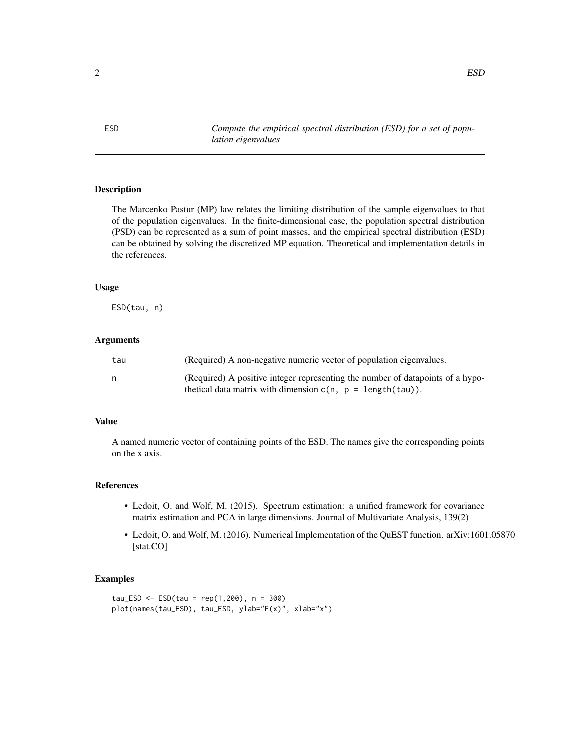## ESD — *Compute the empirical spectral distribution (ESD) for a set of population eigenvalues*

### Description

The Marcenko Pastur (MP) law relates the limiting distribution of the sample eigenvalues to that of the population eigenvalues. In the finite-dimensional case, the population spectral distribution (PSD) can be represented as a sum of point masses, and the empirical spectral distribution (ESD) can be obtained by solving the discretized MP equation. Theoretical and implementation details in the references.

### Usage

```
ESD(tau, n)
```

### Arguments

| | |
|---|---|
| tau | (Required) A non-negative numeric vector of population eigenvalues. |
| n | (Required) A positive integer representing the number of datapoints of a hypothetical data matrix with dimension `c(n, p = length(tau))`. |

### Value

A named numeric vector of containing points of the ESD. The names give the corresponding points on the x axis.

### References

- Ledoit, O. and Wolf, M. (2015). Spectrum estimation: a unified framework for covariance matrix estimation and PCA in large dimensions. Journal of Multivariate Analysis, 139(2)
- Ledoit, O. and Wolf, M. (2016). Numerical Implementation of the QuEST function. arXiv:1601.05870 [stat.CO]

### Examples

```
tau_ESD <- ESD(tau = rep(1,200), n = 300)
plot(names(tau_ESD), tau_ESD, ylab="F(x)", xlab="x")
```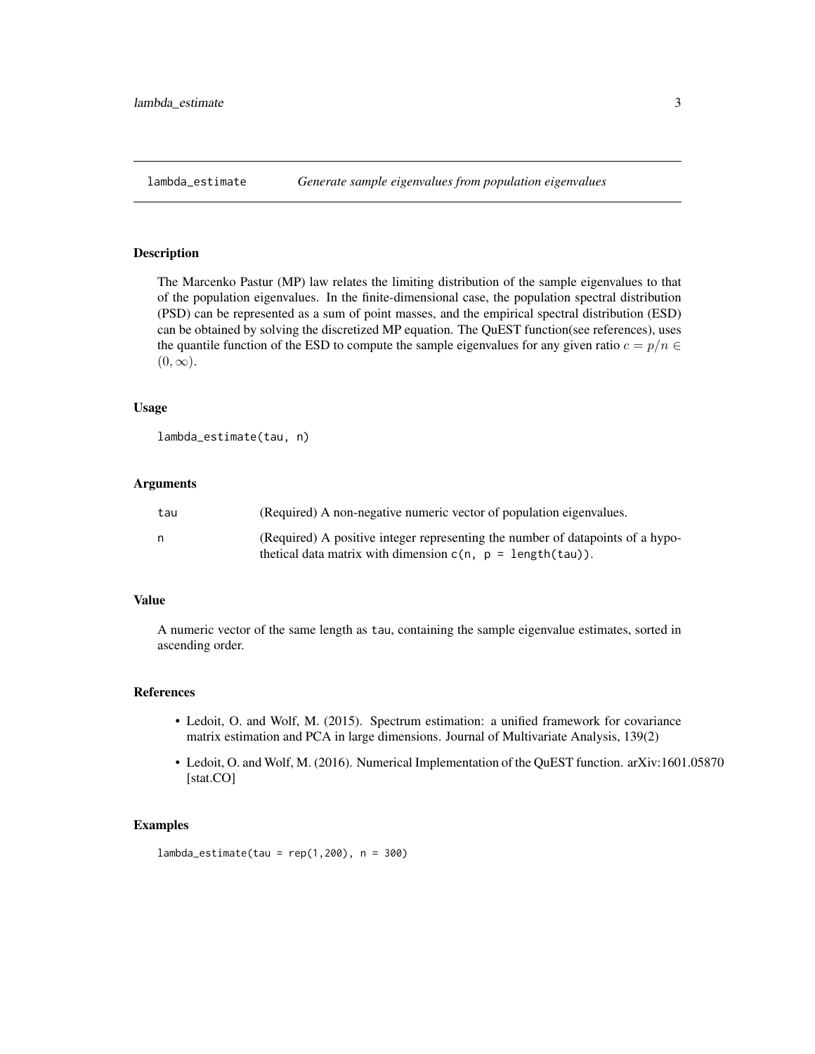## lambda_estimate — *Generate sample eigenvalues from population eigenvalues*

### Description

The Marcenko Pastur (MP) law relates the limiting distribution of the sample eigenvalues to that of the population eigenvalues. In the finite-dimensional case, the population spectral distribution (PSD) can be represented as a sum of point masses, and the empirical spectral distribution (ESD) can be obtained by solving the discretized MP equation. The QuEST function(see references), uses the quantile function of the ESD to compute the sample eigenvalues for any given ratio $c = p/n \in (0, \infty)$.

### Usage

```
lambda_estimate(tau, n)
```

### Arguments

| | |
|---|---|
| tau | (Required) A non-negative numeric vector of population eigenvalues. |
| n | (Required) A positive integer representing the number of datapoints of a hypothetical data matrix with dimension `c(n, p = length(tau))`. |

### Value

A numeric vector of the same length as `tau`, containing the sample eigenvalue estimates, sorted in ascending order.

### References

- Ledoit, O. and Wolf, M. (2015). Spectrum estimation: a unified framework for covariance matrix estimation and PCA in large dimensions. Journal of Multivariate Analysis, 139(2)
- Ledoit, O. and Wolf, M. (2016). Numerical Implementation of the QuEST function. arXiv:1601.05870 [stat.CO]

### Examples

```
lambda_estimate(tau = rep(1,200), n = 300)
```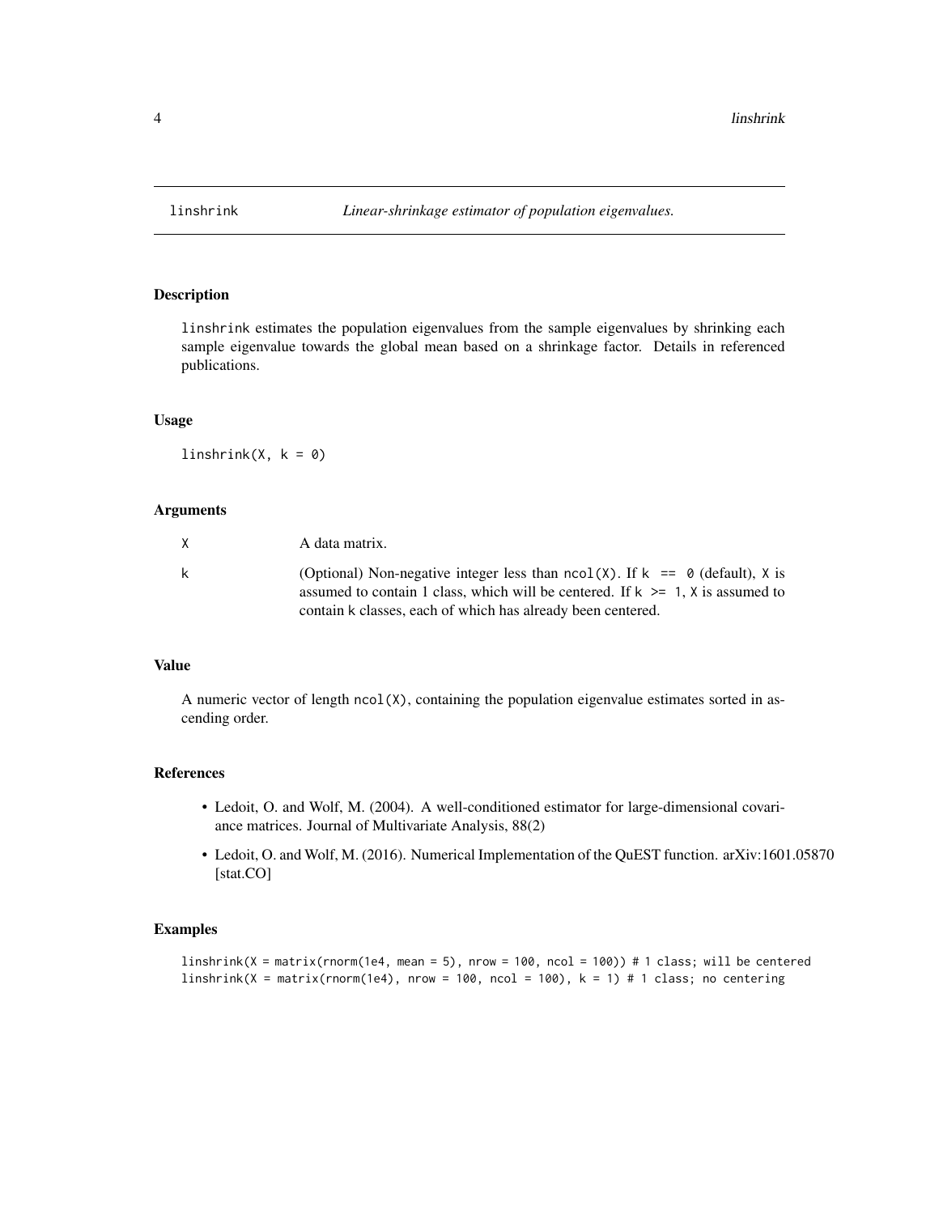# linshrink — *Linear-shrinkage estimator of population eigenvalues.*

## Description

linshrink estimates the population eigenvalues from the sample eigenvalues by shrinking each sample eigenvalue towards the global mean based on a shrinkage factor. Details in referenced publications.

## Usage

```
linshrink(X, k = 0)
```

## Arguments

| | |
|---|---|
| X | A data matrix. |
| k | (Optional) Non-negative integer less than `ncol(X)`. If `k == 0` (default), X is assumed to contain 1 class, which will be centered. If `k >= 1`, X is assumed to contain k classes, each of which has already been centered. |

## Value

A numeric vector of length `ncol(X)`, containing the population eigenvalue estimates sorted in ascending order.

## References

- Ledoit, O. and Wolf, M. (2004). A well-conditioned estimator for large-dimensional covariance matrices. Journal of Multivariate Analysis, 88(2)
- Ledoit, O. and Wolf, M. (2016). Numerical Implementation of the QuEST function. arXiv:1601.05870 [stat.CO]

## Examples

```
linshrink(X = matrix(rnorm(1e4, mean = 5), nrow = 100, ncol = 100)) # 1 class; will be centered
linshrink(X = matrix(rnorm(1e4), nrow = 100, ncol = 100), k = 1) # 1 class; no centering
```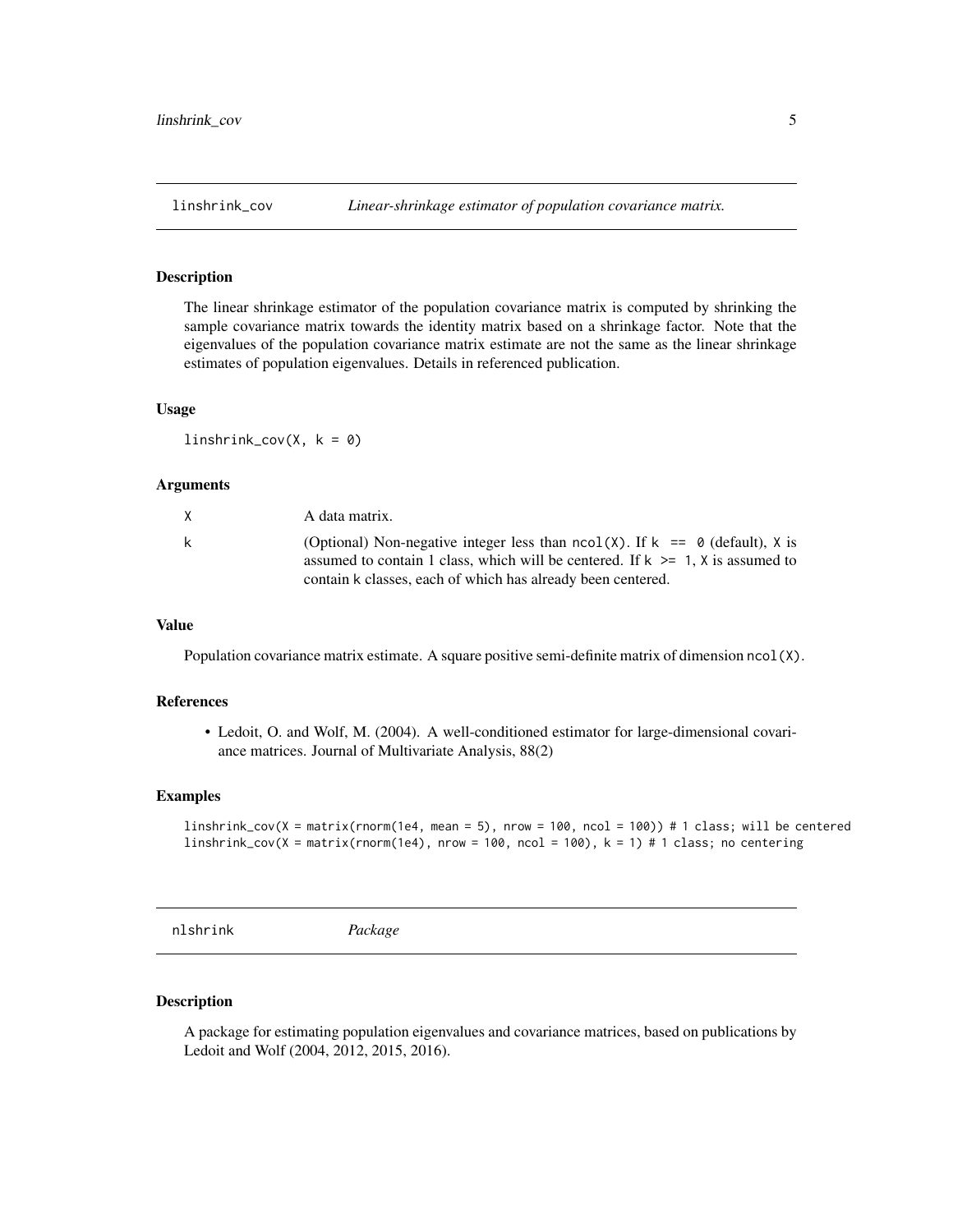## linshrink_cov

*Linear-shrinkage estimator of population covariance matrix.*

### Description

The linear shrinkage estimator of the population covariance matrix is computed by shrinking the sample covariance matrix towards the identity matrix based on a shrinkage factor. Note that the eigenvalues of the population covariance matrix estimate are not the same as the linear shrinkage estimates of population eigenvalues. Details in referenced publication.

### Usage

```
linshrink_cov(X, k = 0)
```

### Arguments

| | |
|---|---|
| `X` | A data matrix. |
| `k` | (Optional) Non-negative integer less than `ncol(X)`. If `k == 0` (default), `X` is assumed to contain 1 class, which will be centered. If `k >= 1`, `X` is assumed to contain k classes, each of which has already been centered. |

### Value

Population covariance matrix estimate. A square positive semi-definite matrix of dimension `ncol(X)`.

### References

- Ledoit, O. and Wolf, M. (2004). A well-conditioned estimator for large-dimensional covariance matrices. Journal of Multivariate Analysis, 88(2)

### Examples

```
linshrink_cov(X = matrix(rnorm(1e4, mean = 5), nrow = 100, ncol = 100)) # 1 class; will be centered
linshrink_cov(X = matrix(rnorm(1e4), nrow = 100, ncol = 100), k = 1) # 1 class; no centering
```

## nlshrink

*Package*

### Description

A package for estimating population eigenvalues and covariance matrices, based on publications by Ledoit and Wolf (2004, 2012, 2015, 2016).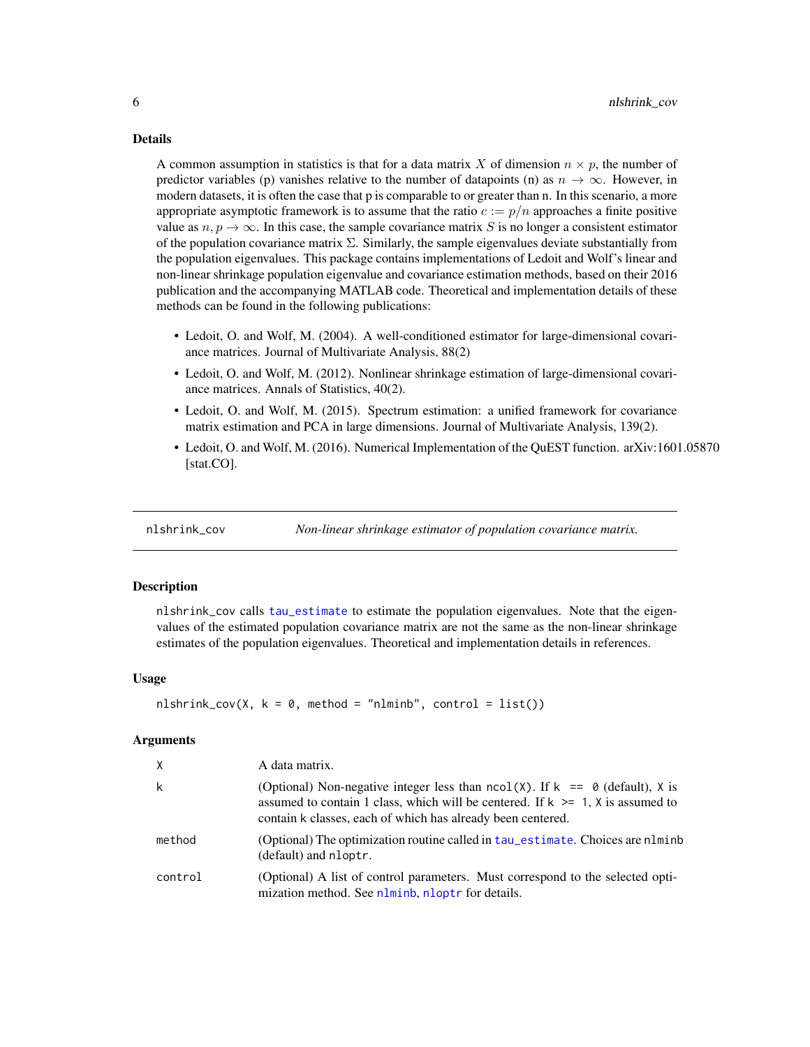### Details

A common assumption in statistics is that for a data matrix $X$ of dimension $n \times p$, the number of predictor variables (p) vanishes relative to the number of datapoints (n) as $n \to \infty$. However, in modern datasets, it is often the case that p is comparable to or greater than n. In this scenario, a more appropriate asymptotic framework is to assume that the ratio $c := p/n$ approaches a finite positive value as $n, p \to \infty$. In this case, the sample covariance matrix $S$ is no longer a consistent estimator of the population covariance matrix $\Sigma$. Similarly, the sample eigenvalues deviate substantially from the population eigenvalues. This package contains implementations of Ledoit and Wolf's linear and non-linear shrinkage population eigenvalue and covariance estimation methods, based on their 2016 publication and the accompanying MATLAB code. Theoretical and implementation details of these methods can be found in the following publications:

- Ledoit, O. and Wolf, M. (2004). A well-conditioned estimator for large-dimensional covariance matrices. Journal of Multivariate Analysis, 88(2)
- Ledoit, O. and Wolf, M. (2012). Nonlinear shrinkage estimation of large-dimensional covariance matrices. Annals of Statistics, 40(2).
- Ledoit, O. and Wolf, M. (2015). Spectrum estimation: a unified framework for covariance matrix estimation and PCA in large dimensions. Journal of Multivariate Analysis, 139(2).
- Ledoit, O. and Wolf, M. (2016). Numerical Implementation of the QuEST function. arXiv:1601.05870 [stat.CO].

---

## nlshrink_cov — *Non-linear shrinkage estimator of population covariance matrix.*

### Description

nlshrink_cov calls tau_estimate to estimate the population eigenvalues. Note that the eigenvalues of the estimated population covariance matrix are not the same as the non-linear shrinkage estimates of the population eigenvalues. Theoretical and implementation details in references.

### Usage

```
nlshrink_cov(X, k = 0, method = "nlminb", control = list())
```

### Arguments

| | |
|---|---|
| `X` | A data matrix. |
| `k` | (Optional) Non-negative integer less than `ncol(X)`. If `k == 0` (default), `X` is assumed to contain 1 class, which will be centered. If `k >= 1`, `X` is assumed to contain `k` classes, each of which has already been centered. |
| `method` | (Optional) The optimization routine called in tau_estimate. Choices are `nlminb` (default) and `nloptr`. |
| `control` | (Optional) A list of control parameters. Must correspond to the selected optimization method. See nlminb, nloptr for details. |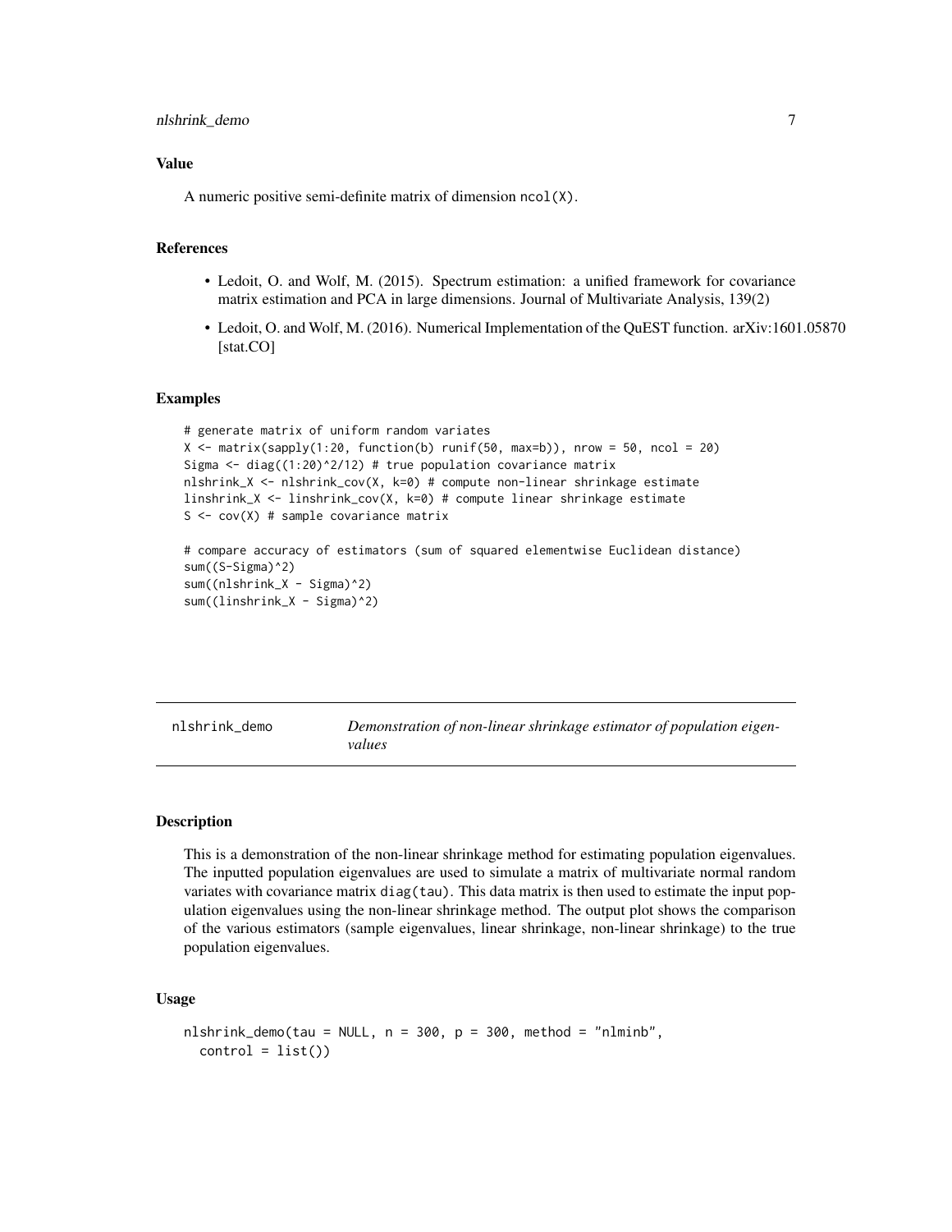### Value

A numeric positive semi-definite matrix of dimension `ncol(X)`.

### References

- Ledoit, O. and Wolf, M. (2015). Spectrum estimation: a unified framework for covariance matrix estimation and PCA in large dimensions. Journal of Multivariate Analysis, 139(2)
- Ledoit, O. and Wolf, M. (2016). Numerical Implementation of the QuEST function. arXiv:1601.05870 [stat.CO]

### Examples

```
# generate matrix of uniform random variates
X <- matrix(sapply(1:20, function(b) runif(50, max=b)), nrow = 50, ncol = 20)
Sigma <- diag((1:20)^2/12) # true population covariance matrix
nlshrink_X <- nlshrink_cov(X, k=0) # compute non-linear shrinkage estimate
linshrink_X <- linshrink_cov(X, k=0) # compute linear shrinkage estimate
S <- cov(X) # sample covariance matrix

# compare accuracy of estimators (sum of squared elementwise Euclidean distance)
sum((S-Sigma)^2)
sum((nlshrink_X - Sigma)^2)
sum((linshrink_X - Sigma)^2)
```

---

## nlshrink_demo — *Demonstration of non-linear shrinkage estimator of population eigenvalues*

### Description

This is a demonstration of the non-linear shrinkage method for estimating population eigenvalues. The inputted population eigenvalues are used to simulate a matrix of multivariate normal random variates with covariance matrix `diag(tau)`. This data matrix is then used to estimate the input population eigenvalues using the non-linear shrinkage method. The output plot shows the comparison of the various estimators (sample eigenvalues, linear shrinkage, non-linear shrinkage) to the true population eigenvalues.

### Usage

```
nlshrink_demo(tau = NULL, n = 300, p = 300, method = "nlminb",
  control = list())
```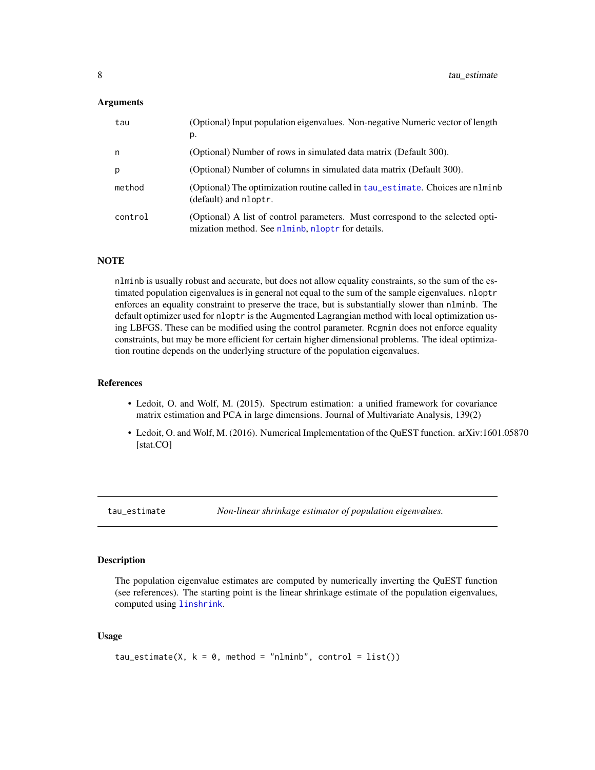### Arguments

| | |
|---|---|
| tau | (Optional) Input population eigenvalues. Non-negative Numeric vector of length p. |
| n | (Optional) Number of rows in simulated data matrix (Default 300). |
| p | (Optional) Number of columns in simulated data matrix (Default 300). |
| method | (Optional) The optimization routine called in `tau_estimate`. Choices are `nlminb` (default) and `nloptr`. |
| control | (Optional) A list of control parameters. Must correspond to the selected optimization method. See `nlminb`, `nloptr` for details. |

### NOTE

`nlminb` is usually robust and accurate, but does not allow equality constraints, so the sum of the estimated population eigenvalues is in general not equal to the sum of the sample eigenvalues. `nloptr` enforces an equality constraint to preserve the trace, but is substantially slower than `nlminb`. The default optimizer used for `nloptr` is the Augmented Lagrangian method with local optimization using LBFGS. These can be modified using the control parameter. `Rcgmin` does not enforce equality constraints, but may be more efficient for certain higher dimensional problems. The ideal optimization routine depends on the underlying structure of the population eigenvalues.

### References

- Ledoit, O. and Wolf, M. (2015). Spectrum estimation: a unified framework for covariance matrix estimation and PCA in large dimensions. Journal of Multivariate Analysis, 139(2)
- Ledoit, O. and Wolf, M. (2016). Numerical Implementation of the QuEST function. arXiv:1601.05870 [stat.CO]

---

## tau_estimate — *Non-linear shrinkage estimator of population eigenvalues.*

### Description

The population eigenvalue estimates are computed by numerically inverting the QuEST function (see references). The starting point is the linear shrinkage estimate of the population eigenvalues, computed using `linshrink`.

### Usage

```
tau_estimate(X, k = 0, method = "nlminb", control = list())
```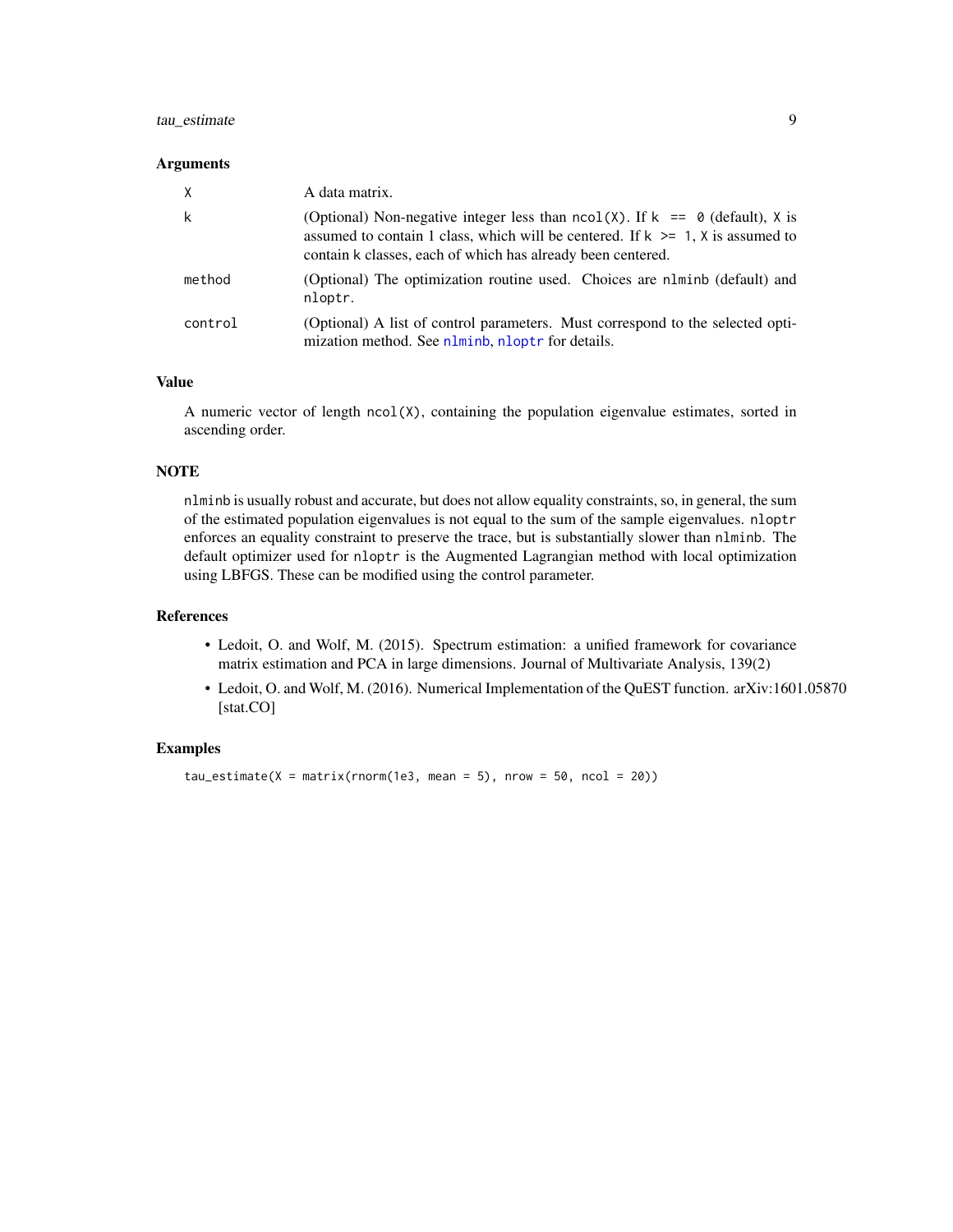### Arguments

| | |
|---|---|
| X | A data matrix. |
| k | (Optional) Non-negative integer less than `ncol(X)`. If `k == 0` (default), X is assumed to contain 1 class, which will be centered. If `k >= 1`, X is assumed to contain k classes, each of which has already been centered. |
| method | (Optional) The optimization routine used. Choices are `nlminb` (default) and `nloptr`. |
| control | (Optional) A list of control parameters. Must correspond to the selected optimization method. See `nlminb`, `nloptr` for details. |

### Value

A numeric vector of length `ncol(X)`, containing the population eigenvalue estimates, sorted in ascending order.

### NOTE

`nlminb` is usually robust and accurate, but does not allow equality constraints, so, in general, the sum of the estimated population eigenvalues is not equal to the sum of the sample eigenvalues. `nloptr` enforces an equality constraint to preserve the trace, but is substantially slower than `nlminb`. The default optimizer used for `nloptr` is the Augmented Lagrangian method with local optimization using LBFGS. These can be modified using the control parameter.

### References

- Ledoit, O. and Wolf, M. (2015). Spectrum estimation: a unified framework for covariance matrix estimation and PCA in large dimensions. Journal of Multivariate Analysis, 139(2)
- Ledoit, O. and Wolf, M. (2016). Numerical Implementation of the QuEST function. arXiv:1601.05870 [stat.CO]

### Examples

```
tau_estimate(X = matrix(rnorm(1e3, mean = 5), nrow = 50, ncol = 20))
```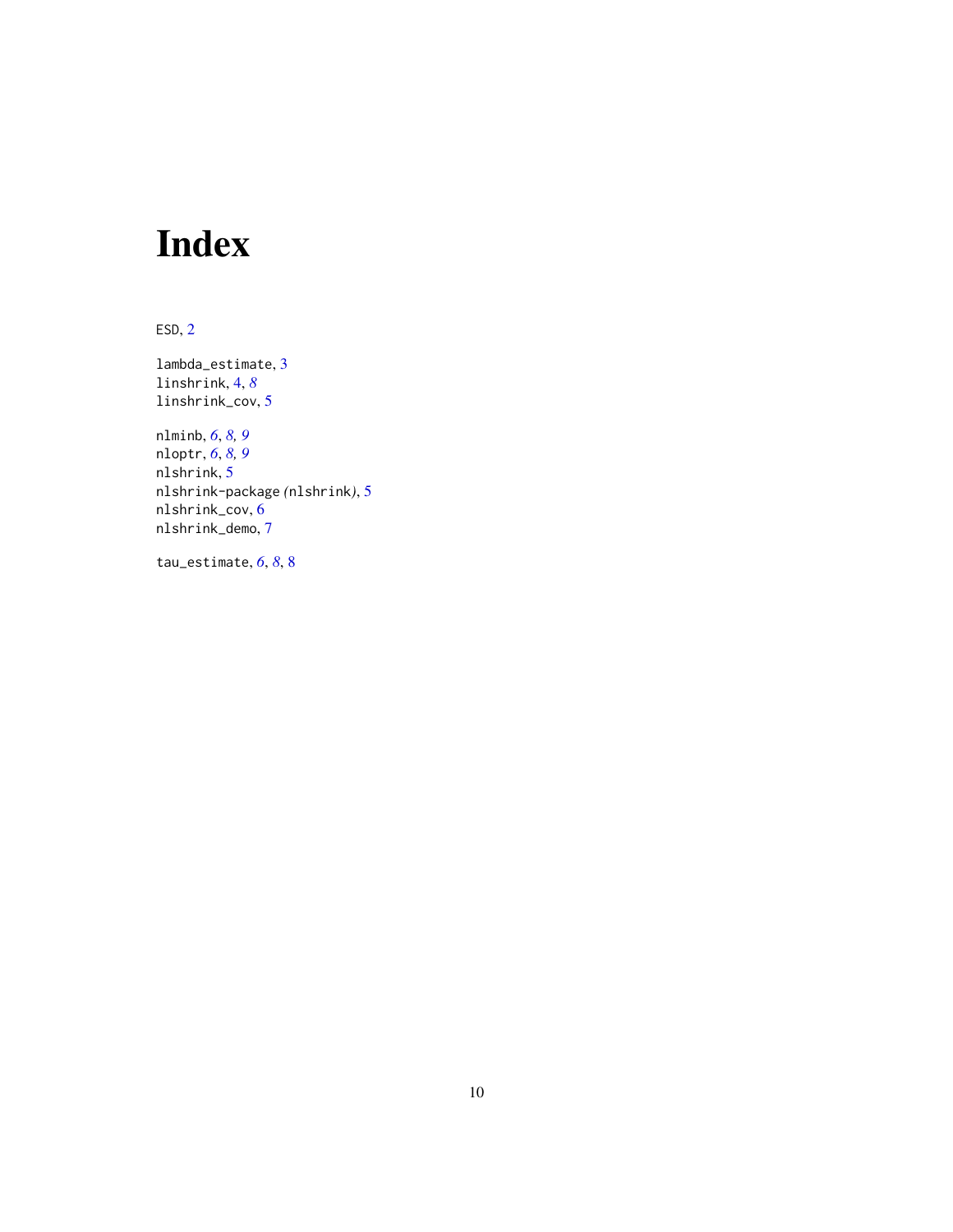# Index

ESD, 2

lambda_estimate, 3
linshrink, 4, *8*
linshrink_cov, 5

nlminb, *6*, *8, 9*
nloptr, *6*, *8, 9*
nlshrink, 5
nlshrink-package *(*nlshrink*)*, 5
nlshrink_cov, 6
nlshrink_demo, 7

tau_estimate, *6*, *8*, 8